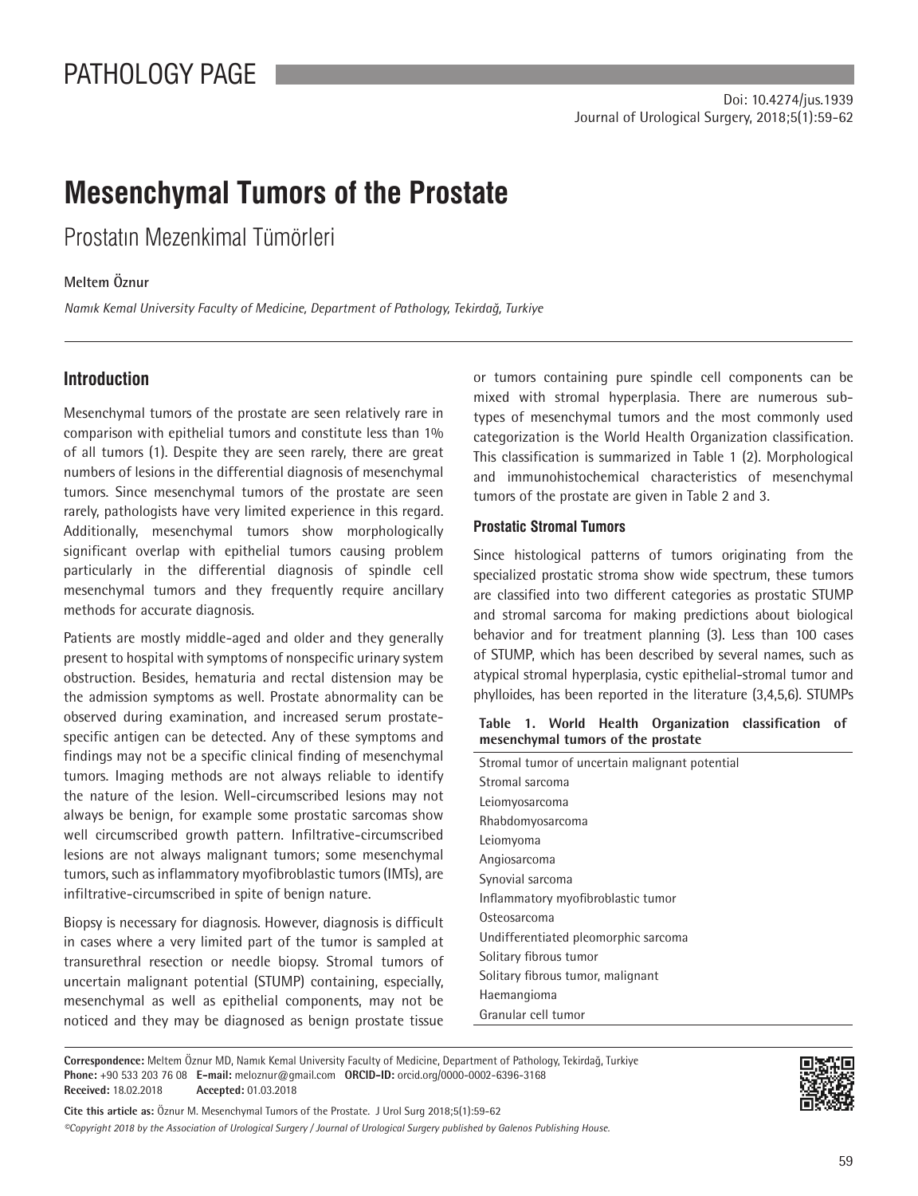# Mesenchymal Tumors of the Prostate

Prostatın Mezenkimal Tümörleri

**Meltem Öznur**

*Namık Kemal University Faculty of Medicine, Department of Pathology, Tekirdağ, Turkiye*

## Introduction

Mesenchymal tumors of the prostate are seen relatively rare in comparison with epithelial tumors and constitute less than 1% of all tumors (1). Despite they are seen rarely, there are great numbers of lesions in the differential diagnosis of mesenchymal tumors. Since mesenchymal tumors of the prostate are seen rarely, pathologists have very limited experience in this regard. Additionally, mesenchymal tumors show morphologically significant overlap with epithelial tumors causing problem particularly in the differential diagnosis of spindle cell mesenchymal tumors and they frequently require ancillary methods for accurate diagnosis.

Patients are mostly middle-aged and older and they generally present to hospital with symptoms of nonspecific urinary system obstruction. Besides, hematuria and rectal distension may be the admission symptoms as well. Prostate abnormality can be observed during examination, and increased serum prostate-specific antigen can be detected. Any of these symptoms and findings may not be a specific clinical finding of mesenchymal tumors. Imaging methods are not always reliable to identify the nature of the lesion. Well-circumscribed lesions may not always be benign, for example some prostatic sarcomas show well circumscribed growth pattern. Infiltrative-circumscribed lesions are not always malignant tumors; some mesenchymal tumors, such as inflammatory myofibroblastic tumors (IMTs), are infiltrative-circumscribed in spite of benign nature.

Biopsy is necessary for diagnosis. However, diagnosis is difficult in cases where a very limited part of the tumor is sampled at transurethral resection or needle biopsy. Stromal tumors of uncertain malignant potential (STUMP) containing, especially, mesenchymal as well as epithelial components, may not be noticed and they may be diagnosed as benign prostate tissue or tumors containing pure spindle cell components can be mixed with stromal hyperplasia. There are numerous subtypes of mesenchymal tumors and the most commonly used categorization is the World Health Organization classification. This classification is summarized in Table 1 (2). Morphological and immunohistochemical characteristics of mesenchymal tumors of the prostate are given in Table 2 and 3.

### Prostatic Stromal Tumors

Since histological patterns of tumors originating from the specialized prostatic stroma show wide spectrum, these tumors are classified into two different categories as prostatic STUMP and stromal sarcoma for making predictions about biological behavior and for treatment planning (3). Less than 100 cases of STUMP, which has been described by several names, such as atypical stromal hyperplasia, cystic epithelial-stromal tumor and phylloides, has been reported in the literature (3,4,5,6). STUMPs

**Table 1. World Health Organization classification of mesenchymal tumors of the prostate**

| |
|---|
| Stromal tumor of uncertain malignant potential |
| Stromal sarcoma |
| Leiomyosarcoma |
| Rhabdomyosarcoma |
| Leiomyoma |
| Angiosarcoma |
| Synovial sarcoma |
| Inflammatory myofibroblastic tumor |
| Osteosarcoma |
| Undifferentiated pleomorphic sarcoma |
| Solitary fibrous tumor |
| Solitary fibrous tumor, malignant |
| Haemangioma |
| Granular cell tumor |

**Correspondence:** Meltem Öznur MD, Namık Kemal University Faculty of Medicine, Department of Pathology, Tekirdağ, Turkiye
**Phone:** +90 533 203 76 08 **E-mail:** meloznur@gmail.com **ORCID-ID:** orcid.org/0000-0002-6396-3168
**Received:** 18.02.2018 **Accepted:** 01.03.2018

**Cite this article as:** Öznur M. Mesenchymal Tumors of the Prostate. J Urol Surg 2018;5(1):59-62

*©Copyright 2018 by the Association of Urological Surgery / Journal of Urological Surgery published by Galenos Publishing House.*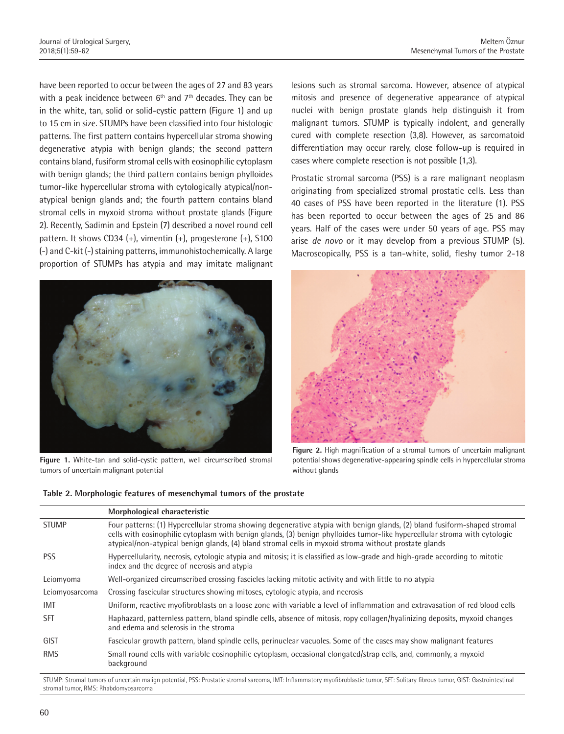have been reported to occur between the ages of 27 and 83 years with a peak incidence between 6th and 7th decades. They can be in the white, tan, solid or solid-cystic pattern (Figure 1) and up to 15 cm in size. STUMPs have been classified into four histologic patterns. The first pattern contains hypercellular stroma showing degenerative atypia with benign glands; the second pattern contains bland, fusiform stromal cells with eosinophilic cytoplasm with benign glands; the third pattern contains benign phylloides tumor-like hypercellular stroma with cytologically atypical/non-atypical benign glands and; the fourth pattern contains bland stromal cells in myxoid stroma without prostate glands (Figure 2). Recently, Sadimin and Epstein (7) described a novel round cell pattern. It shows CD34 (+), vimentin (+), progesterone (+), S100 (-) and C-kit (-) staining patterns, immunohistochemically. A large proportion of STUMPs has atypia and may imitate malignant lesions such as stromal sarcoma. However, absence of atypical mitosis and presence of degenerative appearance of atypical nuclei with benign prostate glands help distinguish it from malignant tumors. STUMP is typically indolent, and generally cured with complete resection (3,8). However, as sarcomatoid differentiation may occur rarely, close follow-up is required in cases where complete resection is not possible (1,3).

Figure 1. White-tan and solid-cystic pattern, well circumscribed stromal tumors of uncertain malignant potential

Prostatic stromal sarcoma (PSS) is a rare malignant neoplasm originating from specialized stromal prostatic cells. Less than 40 cases of PSS have been reported in the literature (1). PSS has been reported to occur between the ages of 25 and 86 years. Half of the cases were under 50 years of age. PSS may arise *de novo* or it may develop from a previous STUMP (5). Macroscopically, PSS is a tan-white, solid, fleshy tumor 2-18

Figure 2. High magnification of a stromal tumors of uncertain malignant potential shows degenerative-appearing spindle cells in hypercellular stroma without glands

**Table 2. Morphologic features of mesenchymal tumors of the prostate**

| | Morphological characteristic |
|---|---|
| STUMP | Four patterns: (1) Hypercellular stroma showing degenerative atypia with benign glands, (2) bland fusiform-shaped stromal cells with eosinophilic cytoplasm with benign glands, (3) benign phylloides tumor-like hypercellular stroma with cytologic atypical/non-atypical benign glands, (4) bland stromal cells in myxoid stroma without prostate glands |
| PSS | Hypercellularity, necrosis, cytologic atypia and mitosis; it is classified as low-grade and high-grade according to mitotic index and the degree of necrosis and atypia |
| Leiomyoma | Well-organized circumscribed crossing fascicles lacking mitotic activity and with little to no atypia |
| Leiomyosarcoma | Crossing fascicular structures showing mitoses, cytologic atypia, and necrosis |
| IMT | Uniform, reactive myofibroblasts on a loose zone with variable a level of inflammation and extravasation of red blood cells |
| SFT | Haphazard, patternless pattern, bland spindle cells, absence of mitosis, ropy collagen/hyalinizing deposits, myxoid changes and edema and sclerosis in the stroma |
| GIST | Fascicular growth pattern, bland spindle cells, perinuclear vacuoles. Some of the cases may show malignant features |
| RMS | Small round cells with variable eosinophilic cytoplasm, occasional elongated/strap cells, and, commonly, a myxoid background |

STUMP: Stromal tumors of uncertain malign potential, PSS: Prostatic stromal sarcoma, IMT: Inflammatory myofibroblastic tumor, SFT: Solitary fibrous tumor, GIST: Gastrointestinal stromal tumor, RMS: Rhabdomyosarcoma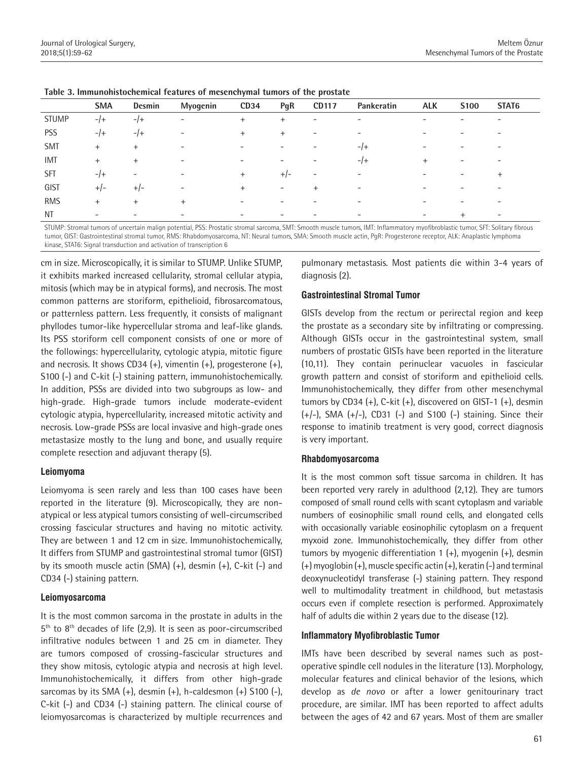**Table 3. Immunohistochemical features of mesenchymal tumors of the prostate**

| | SMA | Desmin | Myogenin | CD34 | PgR | CD117 | Pankeratin | ALK | S100 | STAT6 |
|---|---|---|---|---|---|---|---|---|---|---|
| STUMP | -/+ | -/+ | - | + | + | - | - | - | - | - |
| PSS | -/+ | -/+ | - | + | + | - | - | - | - | - |
| SMT | + | + | - | - | - | - | -/+ | - | - | - |
| IMT | + | + | - | - | - | - | -/+ | + | - | - |
| SFT | -/+ | - | - | + | +/- | - | - | - | - | + |
| GIST | +/- | +/- | - | + | - | + | - | - | - | - |
| RMS | + | + | + | - | - | - | - | - | - | - |
| NT | - | - | - | - | - | - | - | - | + | - |

STUMP: Stromal tumors of uncertain malign potential, PSS: Prostatic stromal sarcoma, SMT: Smooth muscle tumors, IMT: Inflammatory myofibroblastic tumor, SFT: Solitary fibrous tumor, GIST: Gastrointestinal stromal tumor, RMS: Rhabdomyosarcoma, NT: Neural tumors, SMA: Smooth muscle actin, PgR: Progesterone receptor, ALK: Anaplastic lymphoma kinase, STAT6: Signal transduction and activation of transcription 6

cm in size. Microscopically, it is similar to STUMP. Unlike STUMP, it exhibits marked increased cellularity, stromal cellular atypia, mitosis (which may be in atypical forms), and necrosis. The most common patterns are storiform, epithelioid, fibrosarcomatous, or patternless pattern. Less frequently, it consists of malignant phyllodes tumor-like hypercellular stroma and leaf-like glands. Its PSS storiform cell component consists of one or more of the followings: hypercellularity, cytologic atypia, mitotic figure and necrosis. It shows CD34 (+), vimentin (+), progesterone (+), S100 (-) and C-kit (-) staining pattern, immunohistochemically. In addition, PSSs are divided into two subgroups as low- and high-grade. High-grade tumors include moderate-evident cytologic atypia, hypercellularity, increased mitotic activity and necrosis. Low-grade PSSs are local invasive and high-grade ones metastasize mostly to the lung and bone, and usually require complete resection and adjuvant therapy (5).

### Leiomyoma

Leiomyoma is seen rarely and less than 100 cases have been reported in the literature (9). Microscopically, they are non-atypical or less atypical tumors consisting of well-circumscribed crossing fascicular structures and having no mitotic activity. They are between 1 and 12 cm in size. Immunohistochemically, It differs from STUMP and gastrointestinal stromal tumor (GIST) by its smooth muscle actin (SMA) (+), desmin (+), C-kit (-) and CD34 (-) staining pattern.

### Leiomyosarcoma

It is the most common sarcoma in the prostate in adults in the 5th to 8th decades of life (2,9). It is seen as poor-circumscribed infiltrative nodules between 1 and 25 cm in diameter. They are tumors composed of crossing-fascicular structures and they show mitosis, cytologic atypia and necrosis at high level. Immunohistochemically, it differs from other high-grade sarcomas by its SMA (+), desmin (+), h-caldesmon (+) S100 (-), C-kit (-) and CD34 (-) staining pattern. The clinical course of leiomyosarcomas is characterized by multiple recurrences and pulmonary metastasis. Most patients die within 3-4 years of diagnosis (2).

### Gastrointestinal Stromal Tumor

GISTs develop from the rectum or perirectal region and keep the prostate as a secondary site by infiltrating or compressing. Although GISTs occur in the gastrointestinal system, small numbers of prostatic GISTs have been reported in the literature (10,11). They contain perinuclear vacuoles in fascicular growth pattern and consist of storiform and epithelioid cells. Immunohistochemically, they differ from other mesenchymal tumors by CD34 (+), C-kit (+), discovered on GIST-1 (+), desmin (+/-), SMA (+/-), CD31 (-) and S100 (-) staining. Since their response to imatinib treatment is very good, correct diagnosis is very important.

### Rhabdomyosarcoma

It is the most common soft tissue sarcoma in children. It has been reported very rarely in adulthood (2,12). They are tumors composed of small round cells with scant cytoplasm and variable numbers of eosinophilic small round cells, and elongated cells with occasionally variable eosinophilic cytoplasm on a frequent myxoid zone. Immunohistochemically, they differ from other tumors by myogenic differentiation 1 (+), myogenin (+), desmin (+) myoglobin (+), muscle specific actin (+), keratin (-) and terminal deoxynucleotidyl transferase (-) staining pattern. They respond well to multimodality treatment in childhood, but metastasis occurs even if complete resection is performed. Approximately half of adults die within 2 years due to the disease (12).

### Inflammatory Myofibroblastic Tumor

IMTs have been described by several names such as post-operative spindle cell nodules in the literature (13). Morphology, molecular features and clinical behavior of the lesions, which develop as *de novo* or after a lower genitourinary tract procedure, are similar. IMT has been reported to affect adults between the ages of 42 and 67 years. Most of them are smaller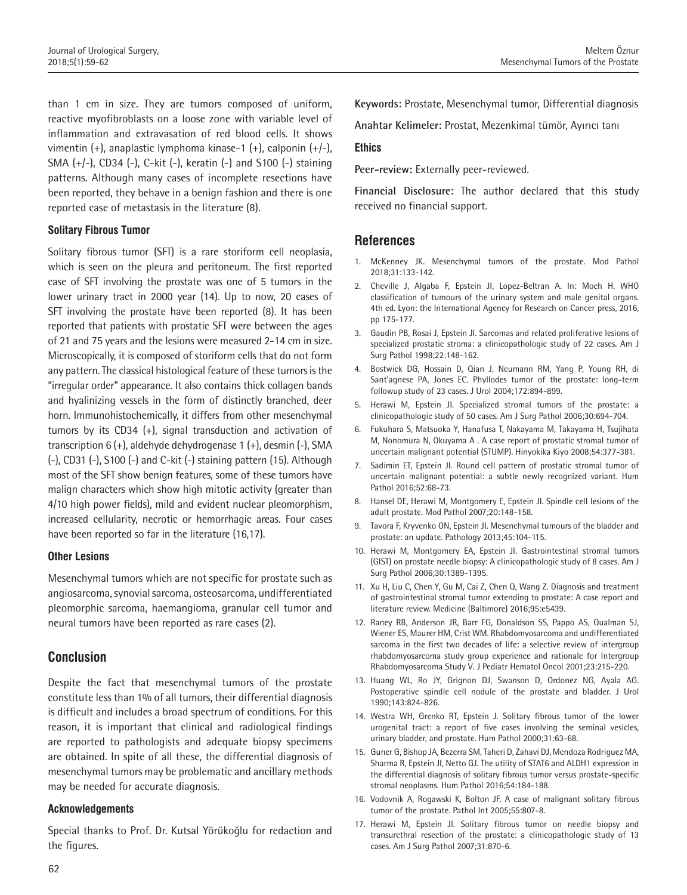than 1 cm in size. They are tumors composed of uniform, reactive myofibroblasts on a loose zone with variable level of inflammation and extravasation of red blood cells. It shows vimentin (+), anaplastic lymphoma kinase-1 (+), calponin (+/-), SMA (+/-), CD34 (-), C-kit (-), keratin (-) and S100 (-) staining patterns. Although many cases of incomplete resections have been reported, they behave in a benign fashion and there is one reported case of metastasis in the literature (8).

### Solitary Fibrous Tumor

Solitary fibrous tumor (SFT) is a rare storiform cell neoplasia, which is seen on the pleura and peritoneum. The first reported case of SFT involving the prostate was one of 5 tumors in the lower urinary tract in 2000 year (14). Up to now, 20 cases of SFT involving the prostate have been reported (8). It has been reported that patients with prostatic SFT were between the ages of 21 and 75 years and the lesions were measured 2-14 cm in size. Microscopically, it is composed of storiform cells that do not form any pattern. The classical histological feature of these tumors is the "irregular order" appearance. It also contains thick collagen bands and hyalinizing vessels in the form of distinctly branched, deer horn. Immunohistochemically, it differs from other mesenchymal tumors by its CD34 (+), signal transduction and activation of transcription 6 (+), aldehyde dehydrogenase 1 (+), desmin (-), SMA (-), CD31 (-), S100 (-) and C-kit (-) staining pattern (15). Although most of the SFT show benign features, some of these tumors have malign characters which show high mitotic activity (greater than 4/10 high power fields), mild and evident nuclear pleomorphism, increased cellularity, necrotic or hemorrhagic areas. Four cases have been reported so far in the literature (16,17).

### Other Lesions

Mesenchymal tumors which are not specific for prostate such as angiosarcoma, synovial sarcoma, osteosarcoma, undifferentiated pleomorphic sarcoma, haemangioma, granular cell tumor and neural tumors have been reported as rare cases (2).

## Conclusion

Despite the fact that mesenchymal tumors of the prostate constitute less than 1% of all tumors, their differential diagnosis is difficult and includes a broad spectrum of conditions. For this reason, it is important that clinical and radiological findings are reported to pathologists and adequate biopsy specimens are obtained. In spite of all these, the differential diagnosis of mesenchymal tumors may be problematic and ancillary methods may be needed for accurate diagnosis.

### Acknowledgements

Special thanks to Prof. Dr. Kutsal Yörükoğlu for redaction and the figures.

**Keywords:** Prostate, Mesenchymal tumor, Differential diagnosis

**Anahtar Kelimeler:** Prostat, Mezenkimal tümör, Ayırıcı tanı

### Ethics

**Peer-review:** Externally peer-reviewed.

**Financial Disclosure:** The author declared that this study received no financial support.

## References

1. McKenney JK. Mesenchymal tumors of the prostate. Mod Pathol 2018;31:133-142.
2. Cheville J, Algaba F, Epstein JI, Lopez-Beltran A. In: Moch H. WHO classification of tumours of the urinary system and male genital organs. 4th ed. Lyon: the International Agency for Research on Cancer press, 2016, pp 175-177.
3. Gaudin PB, Rosai J, Epstein JI. Sarcomas and related proliferative lesions of specialized prostatic stroma: a clinicopathologic study of 22 cases. Am J Surg Pathol 1998;22:148-162.
4. Bostwick DG, Hossain D, Qian J, Neumann RM, Yang P, Young RH, di Sant'agnese PA, Jones EC. Phyllodes tumor of the prostate: long-term followup study of 23 cases. J Urol 2004;172:894-899.
5. Herawi M, Epstein JI. Specialized stromal tumors of the prostate: a clinicopathologic study of 50 cases. Am J Surg Pathol 2006;30:694-704.
6. Fukuhara S, Matsuoka Y, Hanafusa T, Nakayama M, Takayama H, Tsujihata M, Nonomura N, Okuyama A . A case report of prostatic stromal tumor of uncertain malignant potential (STUMP). Hinyokika Kiyo 2008;54:377-381.
7. Sadimin ET, Epstein JI. Round cell pattern of prostatic stromal tumor of uncertain malignant potential: a subtle newly recognized variant. Hum Pathol 2016;52:68-73.
8. Hansel DE, Herawi M, Montgomery E, Epstein JI. Spindle cell lesions of the adult prostate. Mod Pathol 2007;20:148-158.
9. Tavora F, Kryvenko ON, Epstein JI. Mesenchymal tumours of the bladder and prostate: an update. Pathology 2013;45:104-115.
10. Herawi M, Montgomery EA, Epstein JI. Gastrointestinal stromal tumors (GIST) on prostate needle biopsy: A clinicopathologic study of 8 cases. Am J Surg Pathol 2006;30:1389-1395.
11. Xu H, Liu C, Chen Y, Gu M, Cai Z, Chen Q, Wang Z. Diagnosis and treatment of gastrointestinal stromal tumor extending to prostate: A case report and literature review. Medicine (Baltimore) 2016;95:e5439.
12. Raney RB, Anderson JR, Barr FG, Donaldson SS, Pappo AS, Qualman SJ, Wiener ES, Maurer HM, Crist WM. Rhabdomyosarcoma and undifferentiated sarcoma in the first two decades of life: a selective review of intergroup rhabdomyosarcoma study group experience and rationale for Intergroup Rhabdomyosarcoma Study V. J Pediatr Hematol Oncol 2001;23:215-220.
13. Huang WL, Ro JY, Grignon DJ, Swanson D, Ordonez NG, Ayala AG. Postoperative spindle cell nodule of the prostate and bladder. J Urol 1990;143:824-826.
14. Westra WH, Grenko RT, Epstein J. Solitary fibrous tumor of the lower urogenital tract: a report of five cases involving the seminal vesicles, urinary bladder, and prostate. Hum Pathol 2000;31:63-68.
15. Guner G, Bishop JA, Bezerra SM, Taheri D, Zahavi DJ, Mendoza Rodriguez MA, Sharma R, Epstein JI, Netto GJ. The utility of STAT6 and ALDH1 expression in the differential diagnosis of solitary fibrous tumor versus prostate-specific stromal neoplasms. Hum Pathol 2016;54:184-188.
16. Vodovnik A, Rogawski K, Bolton JF. A case of malignant solitary fibrous tumor of the prostate. Pathol Int 2005;55:807-8.
17. Herawi M, Epstein JI. Solitary fibrous tumor on needle biopsy and transurethral resection of the prostate: a clinicopathologic study of 13 cases. Am J Surg Pathol 2007;31:870-6.